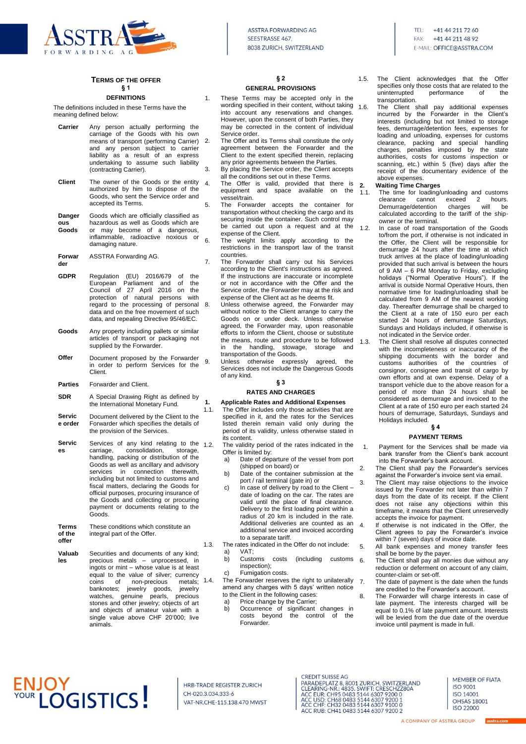# Terms of the Offer

## § 1

### DEFINITIONS

The definitions included in these Terms have the meaning defined below:

| | |
|---|---|
| **Carrier** | Any person actually performing the carriage of the Goods with his own means of transport (performing Carrier) and any person subject to carrier liability as a result of an express undertaking to assume such liability (contracting Carrier). |
| **Client** | The owner of the Goods or the entity authorized by him to dispose of the Goods, who sent the Service order and accepted its Terms. |
| **Dangerous Goods** | Goods which are officially classified as hazardous as well as Goods which are or may become of a dangerous, inflammable, radioactive noxious or damaging nature. |
| **Forwarder** | ASSTRA Forwarding AG. |
| **GDPR** | Regulation (EU) 2016/679 of the European Parliament and of the Council of 27 April 2016 on the protection of natural persons with regard to the processing of personal data and on the free movement of such data, and repealing Directive 95/46/EC. |
| **Goods** | Any property including pallets or similar articles of transport or packaging not supplied by the Forwarder. |
| **Offer** | Document proposed by the Forwarder in order to perform Services for the Client. |
| **Parties** | Forwarder and Client. |
| **SDR** | A Special Drawing Right as defined by the International Monetary Fund. |
| **Service order** | Document delivered by the Client to the Forwarder which specifies the details of the provision of the Services. |
| **Services** | Services of any kind relating to the carriage, consolidation, storage, handling, packing or distribution of the Goods as well as ancillary and advisory services in connection therewith, including but not limited to customs and fiscal matters, declaring the Goods for official purposes, procuring insurance of the Goods and collecting or procuring payment or documents relating to the Goods. |
| **Terms of the offer** | These conditions which constitute an integral part of the Offer. |
| **Valuables** | Securities and documents of any kind; precious metals – unprocessed, in ingots or mint – whose value is at least equal to the value of silver; currency coins of non-precious metals; banknotes; jewelry goods, jewelry watches, genuine pearls, precious stones and other jewelry; objects of art and objects of amateur value with a single value above CHF 20'000; live animals. |

## § 2

### GENERAL PROVISIONS

1. These Terms may be accepted only in the wording specified in their content, without taking into account any reservations and changes. However, upon the consent of both Parties, they may be corrected in the content of individual Service order.
2. The Offer and its Terms shall constitute the only agreement between the Forwarder and the Client to the extent specified therein, replacing any prior agreements between the Parties.
3. By placing the Service order, the Client accepts all the conditions set out in these Terms.
4. The Offer is valid, provided that there is equipment and space available on the vessel/train.
5. The Forwarder accepts the container for transportation without checking the cargo and its securing inside the container. Such control may be carried out upon a request and at the expense of the Client.
6. The weight limits apply according to the restrictions in the transport law of the transit countries.
7. The Forwarder shall carry out his Services according to the Client's instructions as agreed. If the instructions are inaccurate or incomplete or not in accordance with the Offer and the Service order, the Forwarder may at the risk and expense of the Client act as he deems fit.
8. Unless otherwise agreed, the Forwarder may without notice to the Client arrange to carry the Goods on or under deck. Unless otherwise agreed, the Forwarder may, upon reasonable efforts to inform the Client, choose or substitute the means, route and procedure to be followed in the handling, stowage, storage and transportation of the Goods.
9. Unless otherwise expressly agreed, the Services does not include the Dangerous Goods of any kind.

## § 3

### RATES AND CHARGES

**1. Applicable Rates and Additional Expenses**

1.1. The Offer includes only those activities that are specified in it, and the rates for the Services listed therein remain valid only during the period of its validity, unless otherwise stated in its content.

1.2. The validity period of the rates indicated in the Offer is limited by:
   a) Date of departure of the vessel from port (shipped on board) or
   b) Date of the container submission at the port / rail terminal (gate in) or
   c) In case of delivery by road to the Client – date of loading on the car. The rates are valid until the place of final clearance. Delivery to the first loading point within a radius of 20 km is included in the rate. Additional deliveries are counted as an additional service and invoiced according to a separate tariff.

1.3. The rates indicated in the Offer do not include:
   a) VAT;
   b) Customs costs (including customs inspection);
   c) Fumigation costs.

1.4. The Forwarder reserves the right to unilaterally amend any charges with 5 days' written notice to the Client in the following cases:
   a) Price change by the Carrier;
   b) Occurrence of significant changes in costs beyond the control of the Forwarder.

1.5. The Client acknowledges that the Offer specifies only those costs that are related to the uninterrupted performance of the transportation.

1.6. The Client shall pay additional expenses incurred by the Forwarder in the Client's interests (including but not limited to storage fees, demurrage/detention fees, expenses for loading and unloading, expenses for customs clearance, packing and special handling charges, penalties imposed by the state authorities, costs for customs inspection or scanning, etc.) within 5 (five) days after the receipt of the documentary evidence of the above expenses.

**2. Waiting Time Charges**

1.1. The time for loading/unloading and customs clearance cannot exceed 2 hours. Demurrage/detention charges will be calculated according to the tariff of the ship-owner or the terminal.

1.2. In case of road transportation of the Goods to/from the port, if otherwise is not indicated in the Offer, the Client will be responsible for demurrage 24 hours after the time at which truck arrives at the place of loading/unloading provided that such arrival is between the hours of 9 AM – 6 PM Monday to Friday, excluding holidays ("Normal Operative Hours"). If the arrival is outside Normal Operative Hours, then normative time for loading/unloading shall be calculated from 9 AM of the nearest working day. Thereafter demurrage shall be charged to the Client at a rate of 150 euro per each started 24 hours of demurrage Saturdays, Sundays and Holidays included, if otherwise is not indicated in the Service order.

1.3. The Client shall resolve all disputes connected with the incompleteness or inaccuracy of the shipping documents with the border and customs authorities of the countries of consignor, consignee and transit of cargo by own efforts and at own expense. Delay of a transport vehicle due to the above reason for a period of more than 24 hours shall be considered as demurrage and invoiced to the Client at a rate of 150 euro per each started 24 hours of demurrage, Saturdays, Sundays and Holidays included.

## § 4

### PAYMENT TERMS

1. Payment for the Services shall be made via bank transfer from the Client's bank account into the Forwarder's bank account.
2. The Client shall pay the Forwarder's services against the Forwarder's invoice sent via email.
3. The Client may raise objections to the invoice issued by the Forwarder not later than within 7 days from the date of its receipt. If the Client does not raise any objections within this timeframe, it means that the Client unreservedly accepts the invoice for payment.
4. If otherwise is not indicated in the Offer, the Client agrees to pay the Forwarder's invoice within 7 (seven) days of invoice date.
5. All bank expenses and money transfer fees shall be borne by the payer.
6. The Client shall pay all monies due without any reduction or deferment on account of any claim, counter-claim or set-off.
7. The date of payment is the date when the funds are credited to the Forwarder's account.
8. The Forwarder will charge interests in case of late payment. The interests charged will be equal to 0.1% of late payment amount. Interests will be levied from the due date of the overdue invoice until payment is made in full.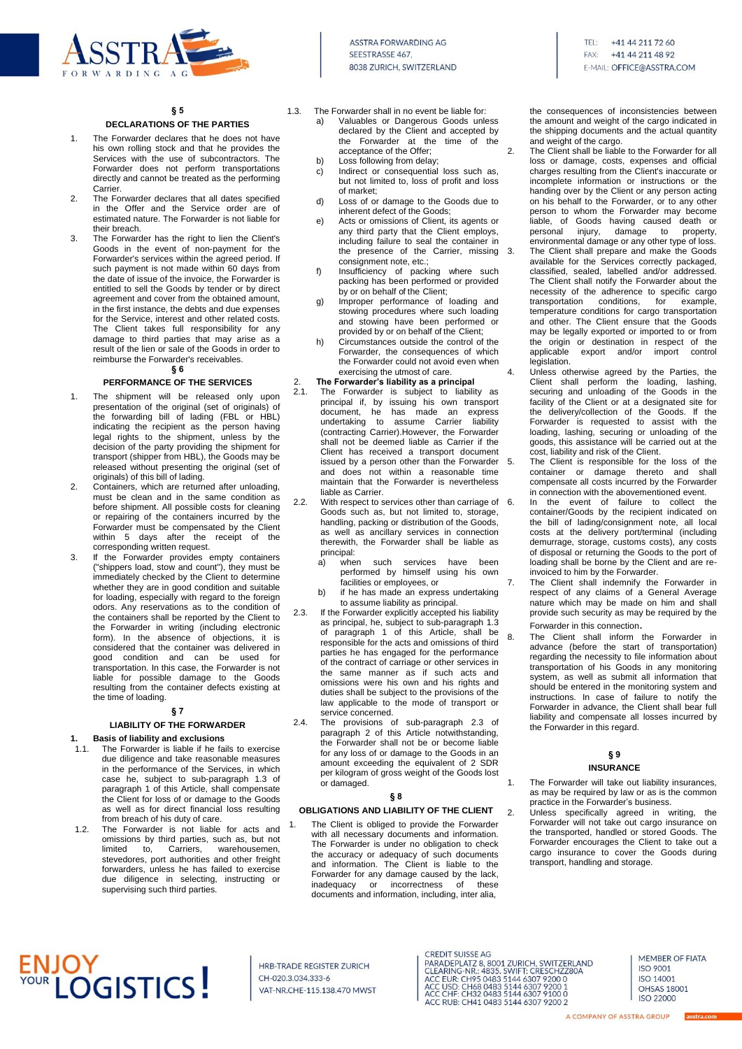## § 5

### DECLARATIONS OF THE PARTIES

1. The Forwarder declares that he does not have his own rolling stock and that he provides the Services with the use of subcontractors. The Forwarder does not perform transportations directly and cannot be treated as the performing Carrier.
2. The Forwarder declares that all dates specified in the Offer and the Service order are of estimated nature. The Forwarder is not liable for their breach.
3. The Forwarder has the right to lien the Client's Goods in the event of non-payment for the Forwarder's services within the agreed period. If such payment is not made within 60 days from the date of issue of the invoice, the Forwarder is entitled to sell the Goods by tender or by direct agreement and cover from the obtained amount, in the first instance, the debts and due expenses for the Service, interest and other related costs. The Client takes full responsibility for any damage to third parties that may arise as a result of the lien or sale of the Goods in order to reimburse the Forwarder's receivables.

## § 6

### PERFORMANCE OF THE SERVICES

1. The shipment will be released only upon presentation of the original (set of originals) of the forwarding bill of lading (FBL or HBL) indicating the recipient as the person having legal rights to the shipment, unless by the decision of the party providing the shipment for transport (shipper from HBL), the Goods may be released without presenting the original (set of originals) of this bill of lading.
2. Containers, which are returned after unloading, must be clean and in the same condition as before shipment. All possible costs for cleaning or repairing of the containers incurred by the Forwarder must be compensated by the Client within 5 days after the receipt of the corresponding written request.
3. If the Forwarder provides empty containers ("shippers load, stow and count"), they must be immediately checked by the Client to determine whether they are in good condition and suitable for loading, especially with regard to the foreign odors. Any reservations as to the condition of the containers shall be reported by the Client to the Forwarder in writing (including electronic form). In the absence of objections, it is considered that the container was delivered in good condition and can be used for transportation. In this case, the Forwarder is not liable for possible damage to the Goods resulting from the container defects existing at the time of loading.

## § 7

### LIABILITY OF THE FORWARDER

1. **Basis of liability and exclusions**

1.1. The Forwarder is liable if he fails to exercise due diligence and take reasonable measures in the performance of the Services, in which case he, subject to sub-paragraph 1.3 of paragraph 1 of this Article, shall compensate the Client for loss of or damage to the Goods as well as for direct financial loss resulting from breach of his duty of care.

1.2. The Forwarder is not liable for acts and omissions by third parties, such as, but not limited to, Carriers, warehousemen, stevedores, port authorities and other freight forwarders, unless he has failed to exercise due diligence in selecting, instructing or supervising such third parties.

1.3. The Forwarder shall in no event be liable for:

a) Valuables or Dangerous Goods unless declared by the Client and accepted by the Forwarder at the time of the acceptance of the Offer;
b) Loss following from delay;
c) Indirect or consequential loss such as, but not limited to, loss of profit and loss of market;
d) Loss of or damage to the Goods due to inherent defect of the Goods;
e) Acts or omissions of Client, its agents or any third party that the Client employs, including failure to seal the container in the presence of the Carrier, missing consignment note, etc.;
f) Insufficiency of packing where such packing has been performed or provided by or on behalf of the Client;
g) Improper performance of loading and stowing procedures where such loading and stowing have been performed or provided by or on behalf of the Client;
h) Circumstances outside the control of the Forwarder, the consequences of which the Forwarder could not avoid even when exercising the utmost of care.

2. **The Forwarder's liability as a principal**

2.1. The Forwarder is subject to liability as principal if, by issuing his own transport document, he has made an express undertaking to assume Carrier liability (contracting Carrier).However, the Forwarder shall not be deemed liable as Carrier if the Client has received a transport document issued by a person other than the Forwarder and does not within a reasonable time maintain that the Forwarder is nevertheless liable as Carrier.

2.2. With respect to services other than carriage of Goods such as, but not limited to, storage, handling, packing or distribution of the Goods, as well as ancillary services in connection therewith, the Forwarder shall be liable as principal:

a) when such services have been performed by himself using his own facilities or employees, or
b) if he has made an express undertaking to assume liability as principal.

2.3. If the Forwarder explicitly accepted his liability as principal, he, subject to sub-paragraph 1.3 of paragraph 1 of this Article, shall be responsible for the acts and omissions of third parties he has engaged for the performance of the contract of carriage or other services in the same manner as if such acts and omissions were his own and his rights and duties shall be subject to the provisions of the law applicable to the mode of transport or service concerned.

2.4. The provisions of sub-paragraph 2.3 of paragraph 2 of this Article notwithstanding, the Forwarder shall not be or become liable for any loss of or damage to the Goods in an amount exceeding the equivalent of 2 SDR per kilogram of gross weight of the Goods lost or damaged.

## § 8

### OBLIGATIONS AND LIABILITY OF THE CLIENT

1. The Client is obliged to provide the Forwarder with all necessary documents and information. The Forwarder is under no obligation to check the accuracy or adequacy of such documents and information. The Client is liable to the Forwarder for any damage caused by the lack, inadequacy or incorrectness of these documents and information, including, inter alia, the consequences of inconsistencies between the amount and weight of the cargo indicated in the shipping documents and the actual quantity and weight of the cargo.
2. The Client shall be liable to the Forwarder for all loss or damage, costs, expenses and official charges resulting from the Client's inaccurate or incomplete information or instructions or the handing over by the Client or any person acting on his behalf to the Forwarder, or to any other person to whom the Forwarder may become liable, of Goods having caused death or personal injury, damage to property, environmental damage or any other type of loss.
3. The Client shall prepare and make the Goods available for the Services correctly packaged, classified, sealed, labelled and/or addressed. The Client shall notify the Forwarder about the necessity of the adherence to specific cargo transportation conditions, for example, temperature conditions for cargo transportation and other. The Client ensure that the Goods may be legally exported or imported to or from the origin or destination in respect of the applicable export and/or import control legislation.
4. Unless otherwise agreed by the Parties, the Client shall perform the loading, lashing, securing and unloading of the Goods in the facility of the Client or at a designated site for the delivery/collection of the Goods. If the Forwarder is requested to assist with the loading, lashing, securing or unloading of the goods, this assistance will be carried out at the cost, liability and risk of the Client.
5. The Client is responsible for the loss of the container or damage thereto and shall compensate all costs incurred by the Forwarder in connection with the abovementioned event.
6. In the event of failure to collect the container/Goods by the recipient indicated on the bill of lading/consignment note, all local costs at the delivery port/terminal (including demurrage, storage, customs costs), any costs of disposal or returning the Goods to the port of loading shall be borne by the Client and are re-invoiced to him by the Forwarder.
7. The Client shall indemnify the Forwarder in respect of any claims of a General Average nature which may be made on him and shall provide such security as may be required by the Forwarder in this connection.
8. The Client shall inform the Forwarder in advance (before the start of transportation) regarding the necessity to file information about transportation of his Goods in any monitoring system, as well as submit all information that should be entered in the monitoring system and instructions. In case of failure to notify the Forwarder in advance, the Client shall bear full liability and compensate all losses incurred by the Forwarder in this regard.

## § 9

### INSURANCE

1. The Forwarder will take out liability insurances, as may be required by law or as is the common practice in the Forwarder's business.
2. Unless specifically agreed in writing, the Forwarder will not take out cargo insurance on the transported, handled or stored Goods. The Forwarder encourages the Client to take out a cargo insurance to cover the Goods during transport, handling and storage.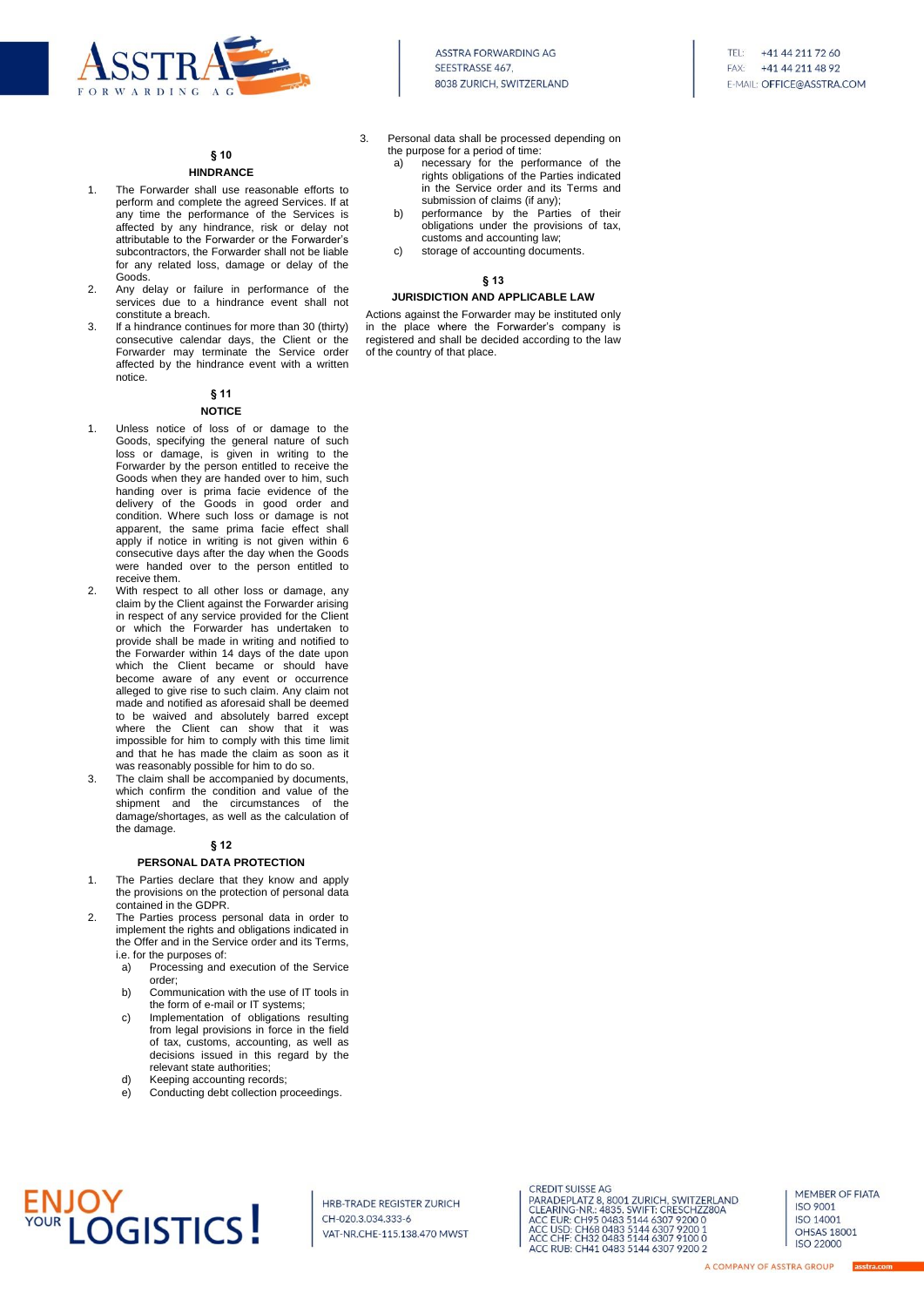## § 10

### HINDRANCE

1. The Forwarder shall use reasonable efforts to perform and complete the agreed Services. If at any time the performance of the Services is affected by any hindrance, risk or delay not attributable to the Forwarder or the Forwarder's subcontractors, the Forwarder shall not be liable for any related loss, damage or delay of the Goods.
2. Any delay or failure in performance of the services due to a hindrance event shall not constitute a breach.
3. If a hindrance continues for more than 30 (thirty) consecutive calendar days, the Client or the Forwarder may terminate the Service order affected by the hindrance event with a written notice.

## § 11

### NOTICE

1. Unless notice of loss of or damage to the Goods, specifying the general nature of such loss or damage, is given in writing to the Forwarder by the person entitled to receive the Goods when they are handed over to him, such handing over is prima facie evidence of the delivery of the Goods in good order and condition. Where such loss or damage is not apparent, the same prima facie effect shall apply if notice in writing is not given within 6 consecutive days after the day when the Goods were handed over to the person entitled to receive them.
2. With respect to all other loss or damage, any claim by the Client against the Forwarder arising in respect of any service provided for the Client or which the Forwarder has undertaken to provide shall be made in writing and notified to the Forwarder within 14 days of the date upon which the Client became or should have become aware of any event or occurrence alleged to give rise to such claim. Any claim not made and notified as aforesaid shall be deemed to be waived and absolutely barred except where the Client can show that it was impossible for him to comply with this time limit and that he has made the claim as soon as it was reasonably possible for him to do so.
3. The claim shall be accompanied by documents, which confirm the condition and value of the shipment and the circumstances of the damage/shortages, as well as the calculation of the damage.

## § 12

### PERSONAL DATA PROTECTION

1. The Parties declare that they know and apply the provisions on the protection of personal data contained in the GDPR.
2. The Parties process personal data in order to implement the rights and obligations indicated in the Offer and in the Service order and its Terms, i.e. for the purposes of:
   a) Processing and execution of the Service order;
   b) Communication with the use of IT tools in the form of e-mail or IT systems;
   c) Implementation of obligations resulting from legal provisions in force in the field of tax, customs, accounting, as well as decisions issued in this regard by the relevant state authorities;
   d) Keeping accounting records;
   e) Conducting debt collection proceedings.
3. Personal data shall be processed depending on the purpose for a period of time:
   a) necessary for the performance of the rights obligations of the Parties indicated in the Service order and its Terms and submission of claims (if any);
   b) performance by the Parties of their obligations under the provisions of tax, customs and accounting law;
   c) storage of accounting documents.

## § 13

### JURISDICTION AND APPLICABLE LAW

Actions against the Forwarder may be instituted only in the place where the Forwarder's company is registered and shall be decided according to the law of the country of that place.